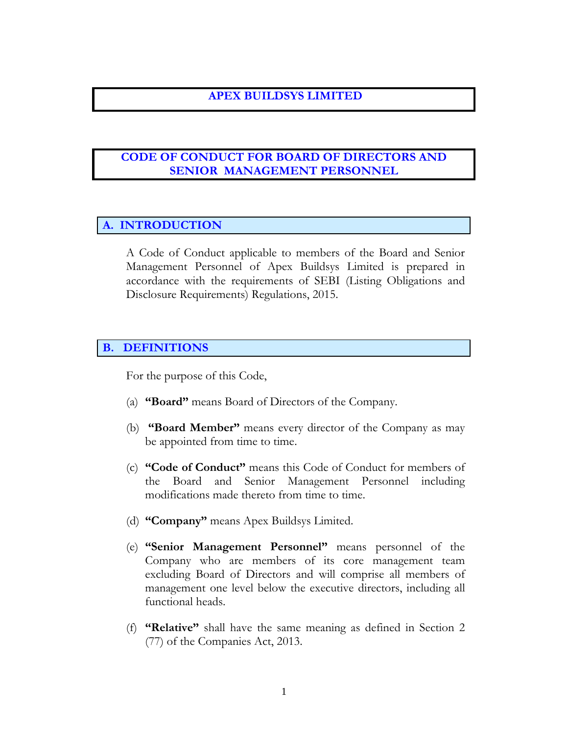# APEX BUILDSYS LIMITED

# CODE OF CONDUCT FOR BOARD OF DIRECTORS AND SENIOR MANAGEMENT PERSONNEL

## A. INTRODUCTION

A Code of Conduct applicable to members of the Board and Senior Management Personnel of Apex Buildsys Limited is prepared in accordance with the requirements of SEBI (Listing Obligations and Disclosure Requirements) Regulations, 2015.

## B. DEFINITIONS

For the purpose of this Code,

(a) **"Board"** means Board of Directors of the Company.

(b) **"Board Member"** means every director of the Company as may be appointed from time to time.

(c) **"Code of Conduct"** means this Code of Conduct for members of the Board and Senior Management Personnel including modifications made thereto from time to time.

(d) **"Company"** means Apex Buildsys Limited.

(e) **"Senior Management Personnel"** means personnel of the Company who are members of its core management team excluding Board of Directors and will comprise all members of management one level below the executive directors, including all functional heads.

(f) **"Relative"** shall have the same meaning as defined in Section 2 (77) of the Companies Act, 2013.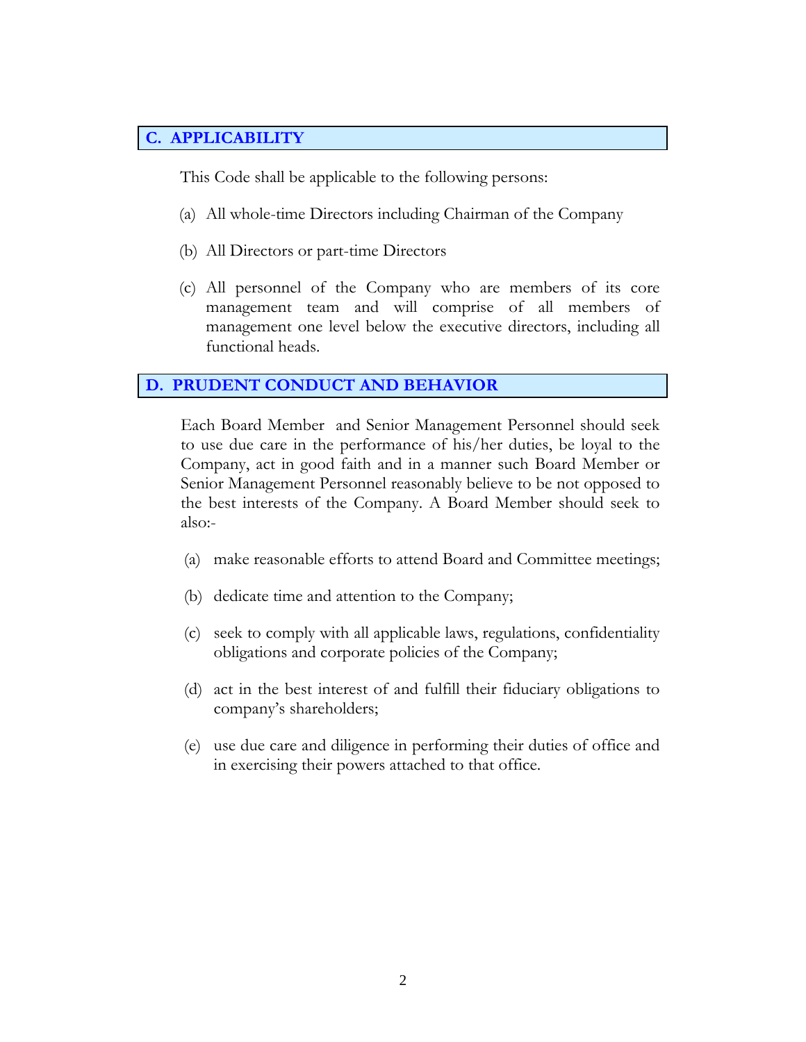## C. APPLICABILITY

This Code shall be applicable to the following persons:

(a) All whole-time Directors including Chairman of the Company

(b) All Directors or part-time Directors

(c) All personnel of the Company who are members of its core management team and will comprise of all members of management one level below the executive directors, including all functional heads.

## D. PRUDENT CONDUCT AND BEHAVIOR

Each Board Member and Senior Management Personnel should seek to use due care in the performance of his/her duties, be loyal to the Company, act in good faith and in a manner such Board Member or Senior Management Personnel reasonably believe to be not opposed to the best interests of the Company. A Board Member should seek to also:-

(a) make reasonable efforts to attend Board and Committee meetings;

(b) dedicate time and attention to the Company;

(c) seek to comply with all applicable laws, regulations, confidentiality obligations and corporate policies of the Company;

(d) act in the best interest of and fulfill their fiduciary obligations to company's shareholders;

(e) use due care and diligence in performing their duties of office and in exercising their powers attached to that office.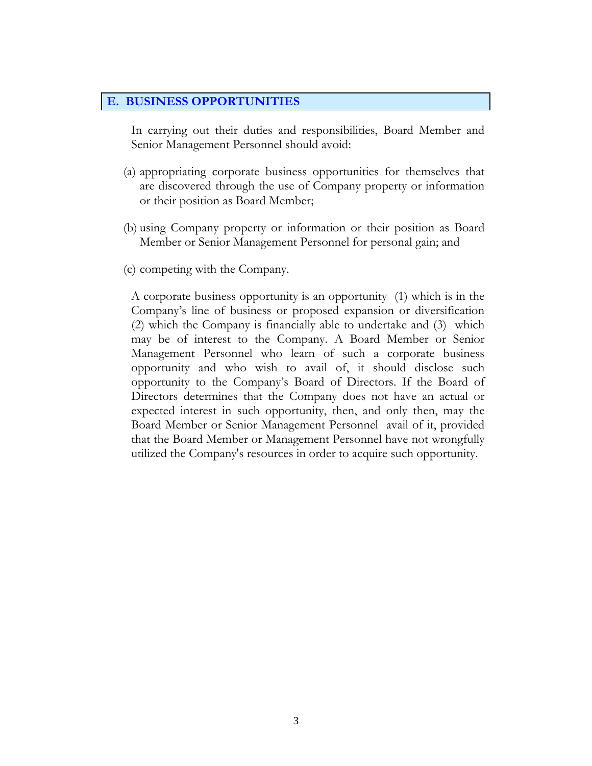## E. BUSINESS OPPORTUNITIES

In carrying out their duties and responsibilities, Board Member and Senior Management Personnel should avoid:

(a) appropriating corporate business opportunities for themselves that are discovered through the use of Company property or information or their position as Board Member;

(b) using Company property or information or their position as Board Member or Senior Management Personnel for personal gain; and

(c) competing with the Company.

A corporate business opportunity is an opportunity (1) which is in the Company's line of business or proposed expansion or diversification (2) which the Company is financially able to undertake and (3) which may be of interest to the Company. A Board Member or Senior Management Personnel who learn of such a corporate business opportunity and who wish to avail of, it should disclose such opportunity to the Company's Board of Directors. If the Board of Directors determines that the Company does not have an actual or expected interest in such opportunity, then, and only then, may the Board Member or Senior Management Personnel avail of it, provided that the Board Member or Management Personnel have not wrongfully utilized the Company's resources in order to acquire such opportunity.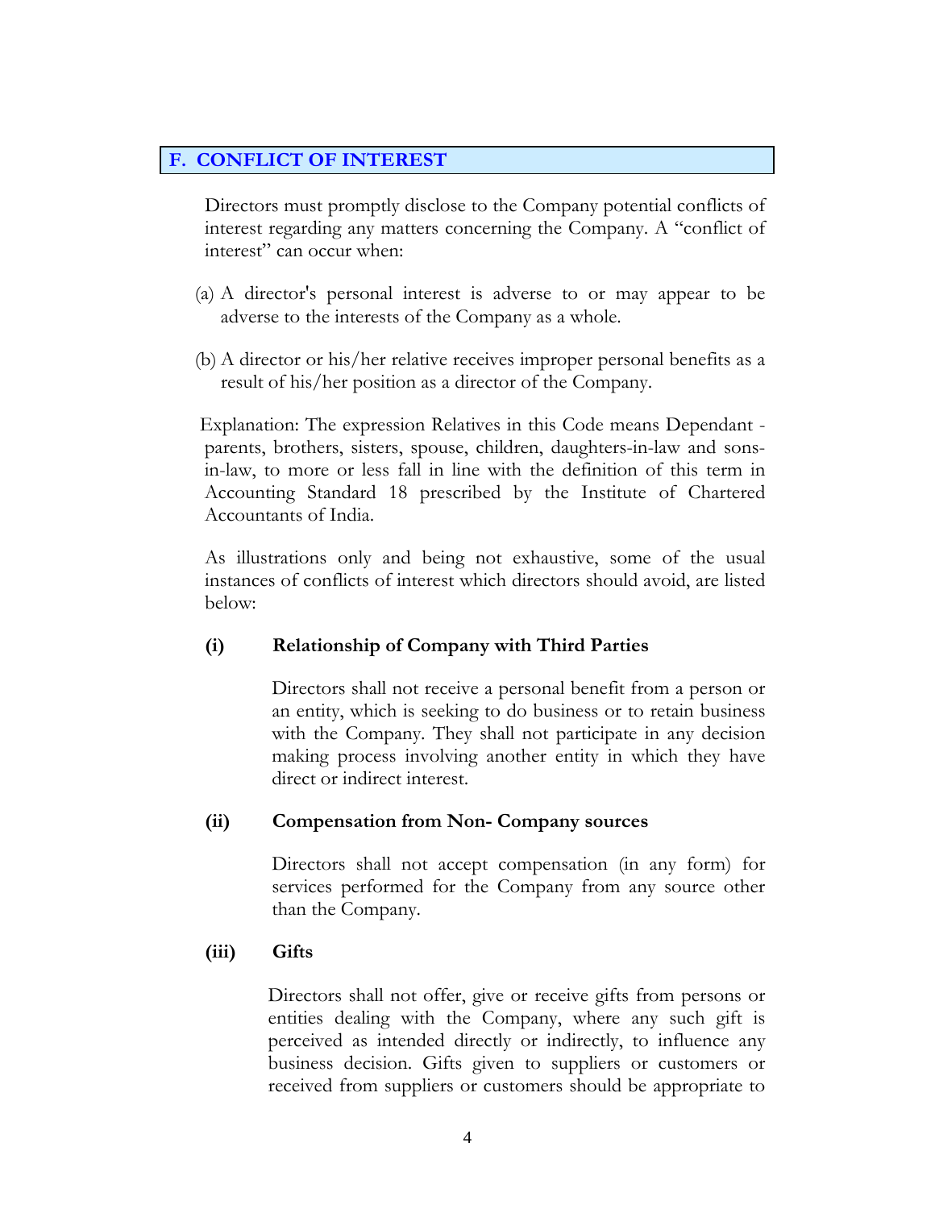## F. CONFLICT OF INTEREST

Directors must promptly disclose to the Company potential conflicts of interest regarding any matters concerning the Company. A "conflict of interest" can occur when:

(a) A director's personal interest is adverse to or may appear to be adverse to the interests of the Company as a whole.

(b) A director or his/her relative receives improper personal benefits as a result of his/her position as a director of the Company.

Explanation: The expression Relatives in this Code means Dependant - parents, brothers, sisters, spouse, children, daughters-in-law and sons-in-law, to more or less fall in line with the definition of this term in Accounting Standard 18 prescribed by the Institute of Chartered Accountants of India.

As illustrations only and being not exhaustive, some of the usual instances of conflicts of interest which directors should avoid, are listed below:

**(i) Relationship of Company with Third Parties**

Directors shall not receive a personal benefit from a person or an entity, which is seeking to do business or to retain business with the Company. They shall not participate in any decision making process involving another entity in which they have direct or indirect interest.

**(ii) Compensation from Non- Company sources**

Directors shall not accept compensation (in any form) for services performed for the Company from any source other than the Company.

**(iii) Gifts**

Directors shall not offer, give or receive gifts from persons or entities dealing with the Company, where any such gift is perceived as intended directly or indirectly, to influence any business decision. Gifts given to suppliers or customers or received from suppliers or customers should be appropriate to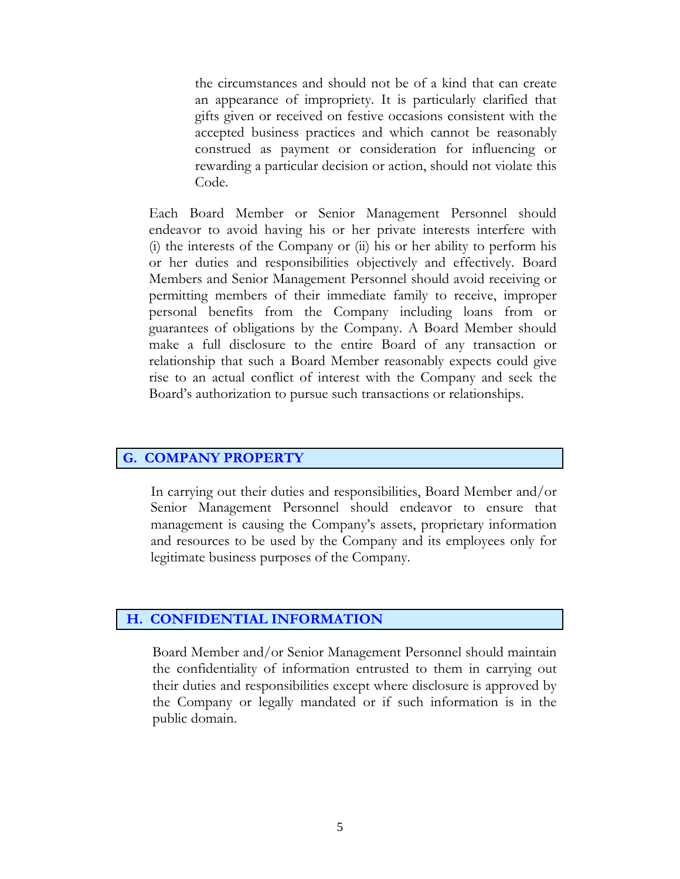the circumstances and should not be of a kind that can create an appearance of impropriety. It is particularly clarified that gifts given or received on festive occasions consistent with the accepted business practices and which cannot be reasonably construed as payment or consideration for influencing or rewarding a particular decision or action, should not violate this Code.

Each Board Member or Senior Management Personnel should endeavor to avoid having his or her private interests interfere with (i) the interests of the Company or (ii) his or her ability to perform his or her duties and responsibilities objectively and effectively. Board Members and Senior Management Personnel should avoid receiving or permitting members of their immediate family to receive, improper personal benefits from the Company including loans from or guarantees of obligations by the Company. A Board Member should make a full disclosure to the entire Board of any transaction or relationship that such a Board Member reasonably expects could give rise to an actual conflict of interest with the Company and seek the Board's authorization to pursue such transactions or relationships.

## G. COMPANY PROPERTY

In carrying out their duties and responsibilities, Board Member and/or Senior Management Personnel should endeavor to ensure that management is causing the Company's assets, proprietary information and resources to be used by the Company and its employees only for legitimate business purposes of the Company.

## H. CONFIDENTIAL INFORMATION

Board Member and/or Senior Management Personnel should maintain the confidentiality of information entrusted to them in carrying out their duties and responsibilities except where disclosure is approved by the Company or legally mandated or if such information is in the public domain.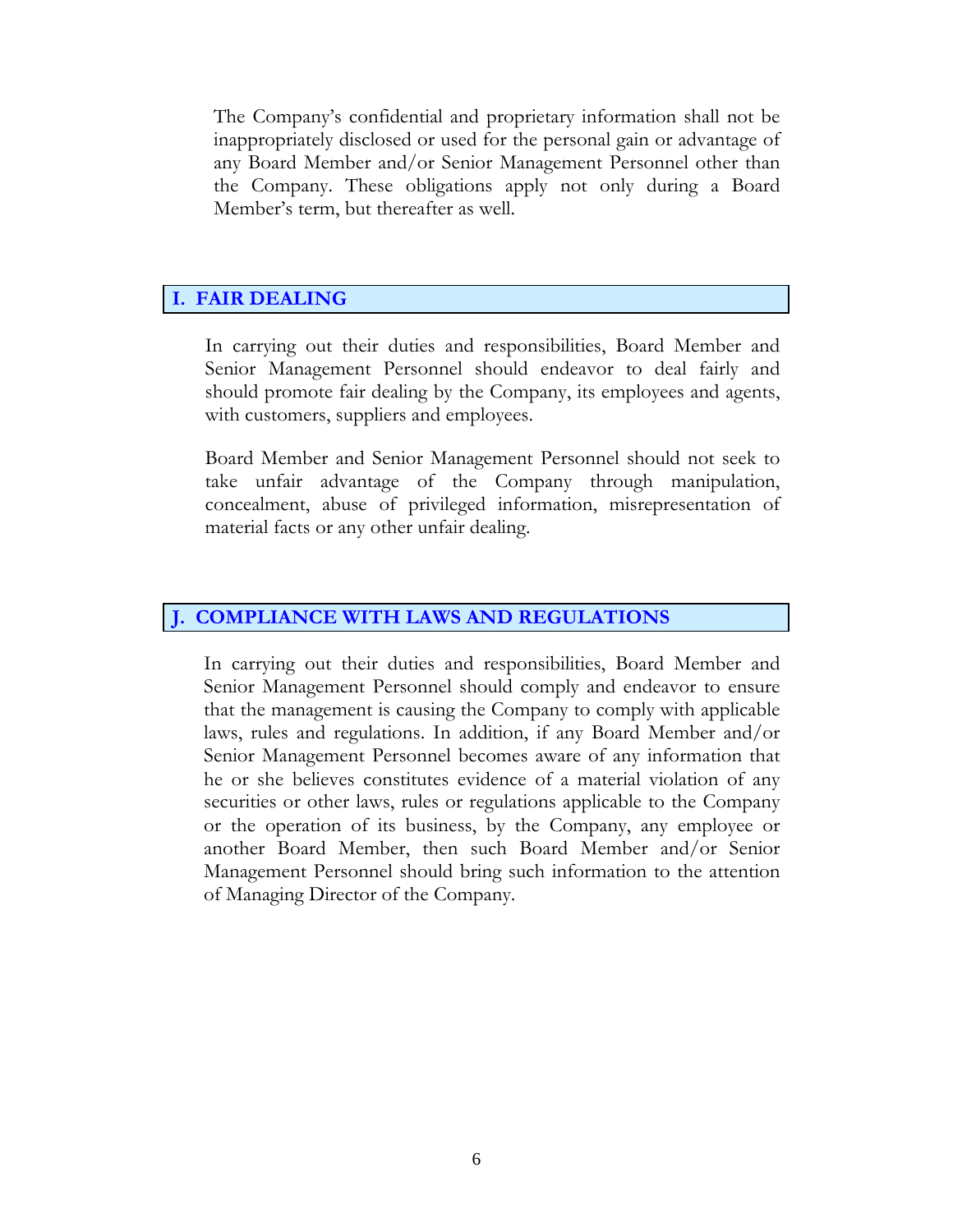The Company's confidential and proprietary information shall not be inappropriately disclosed or used for the personal gain or advantage of any Board Member and/or Senior Management Personnel other than the Company. These obligations apply not only during a Board Member's term, but thereafter as well.

## I. FAIR DEALING

In carrying out their duties and responsibilities, Board Member and Senior Management Personnel should endeavor to deal fairly and should promote fair dealing by the Company, its employees and agents, with customers, suppliers and employees.

Board Member and Senior Management Personnel should not seek to take unfair advantage of the Company through manipulation, concealment, abuse of privileged information, misrepresentation of material facts or any other unfair dealing.

## J. COMPLIANCE WITH LAWS AND REGULATIONS

In carrying out their duties and responsibilities, Board Member and Senior Management Personnel should comply and endeavor to ensure that the management is causing the Company to comply with applicable laws, rules and regulations. In addition, if any Board Member and/or Senior Management Personnel becomes aware of any information that he or she believes constitutes evidence of a material violation of any securities or other laws, rules or regulations applicable to the Company or the operation of its business, by the Company, any employee or another Board Member, then such Board Member and/or Senior Management Personnel should bring such information to the attention of Managing Director of the Company.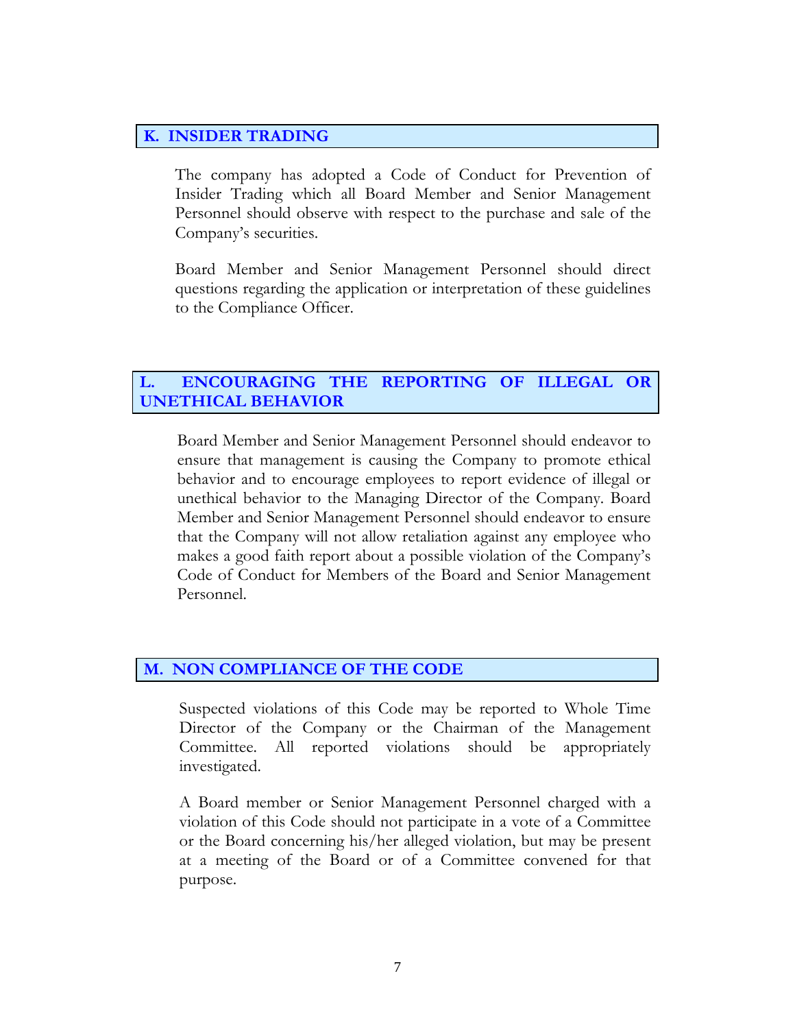## K. INSIDER TRADING

The company has adopted a Code of Conduct for Prevention of Insider Trading which all Board Member and Senior Management Personnel should observe with respect to the purchase and sale of the Company's securities.

Board Member and Senior Management Personnel should direct questions regarding the application or interpretation of these guidelines to the Compliance Officer.

## L. ENCOURAGING THE REPORTING OF ILLEGAL OR UNETHICAL BEHAVIOR

Board Member and Senior Management Personnel should endeavor to ensure that management is causing the Company to promote ethical behavior and to encourage employees to report evidence of illegal or unethical behavior to the Managing Director of the Company. Board Member and Senior Management Personnel should endeavor to ensure that the Company will not allow retaliation against any employee who makes a good faith report about a possible violation of the Company's Code of Conduct for Members of the Board and Senior Management Personnel.

## M. NON COMPLIANCE OF THE CODE

Suspected violations of this Code may be reported to Whole Time Director of the Company or the Chairman of the Management Committee. All reported violations should be appropriately investigated.

A Board member or Senior Management Personnel charged with a violation of this Code should not participate in a vote of a Committee or the Board concerning his/her alleged violation, but may be present at a meeting of the Board or of a Committee convened for that purpose.